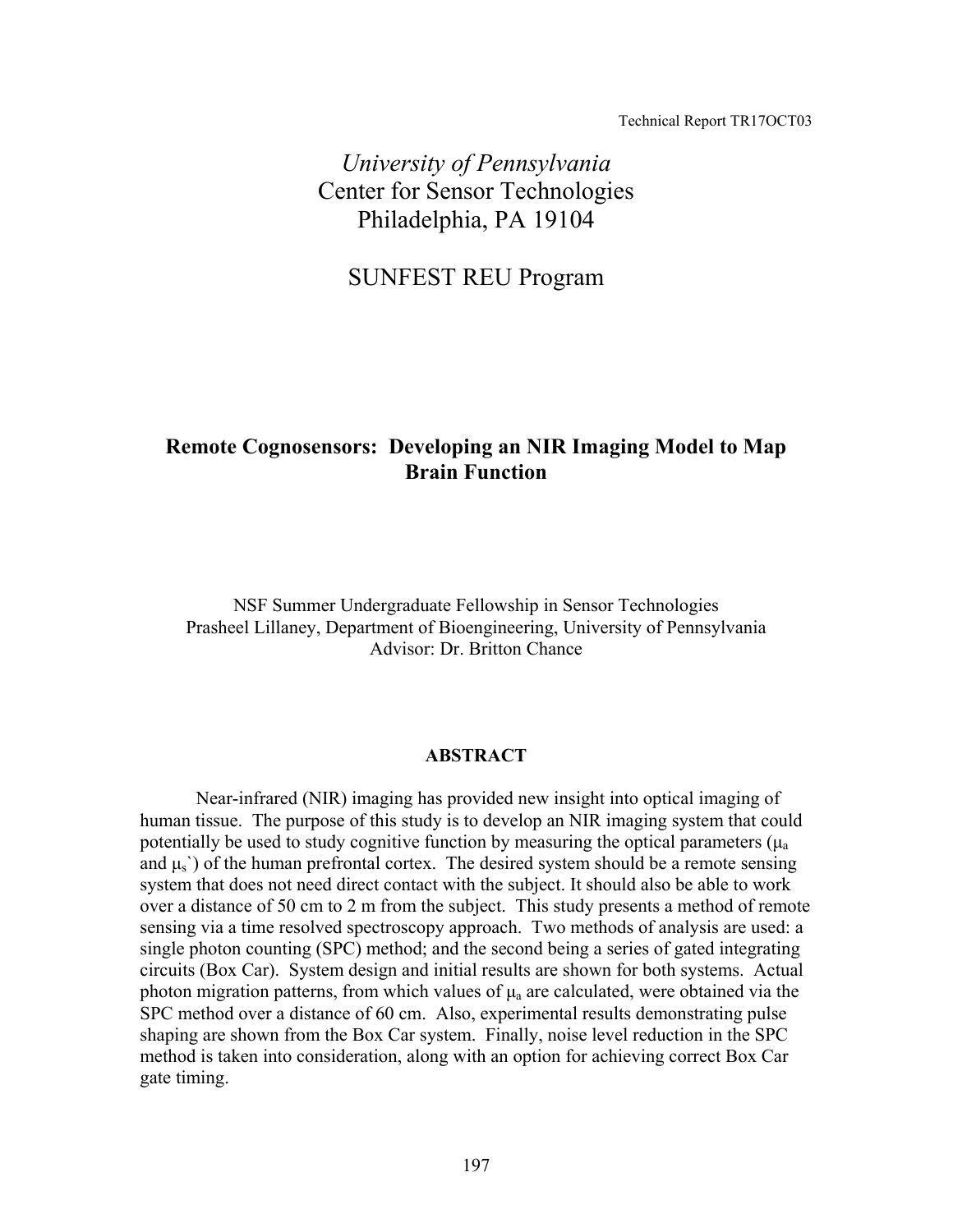Technical Report TR17OCT03

*University of Pennsylvania*
Center for Sensor Technologies
Philadelphia, PA 19104

SUNFEST REU Program

# Remote Cognosensors: Developing an NIR Imaging Model to Map Brain Function

NSF Summer Undergraduate Fellowship in Sensor Technologies
Prasheel Lillaney, Department of Bioengineering, University of Pennsylvania
Advisor: Dr. Britton Chance

## ABSTRACT

Near-infrared (NIR) imaging has provided new insight into optical imaging of human tissue. The purpose of this study is to develop an NIR imaging system that could potentially be used to study cognitive function by measuring the optical parameters ($\mu_a$ and $\mu_s$`) of the human prefrontal cortex. The desired system should be a remote sensing system that does not need direct contact with the subject. It should also be able to work over a distance of 50 cm to 2 m from the subject. This study presents a method of remote sensing via a time resolved spectroscopy approach. Two methods of analysis are used: a single photon counting (SPC) method; and the second being a series of gated integrating circuits (Box Car). System design and initial results are shown for both systems. Actual photon migration patterns, from which values of $\mu_a$ are calculated, were obtained via the SPC method over a distance of 60 cm. Also, experimental results demonstrating pulse shaping are shown from the Box Car system. Finally, noise level reduction in the SPC method is taken into consideration, along with an option for achieving correct Box Car gate timing.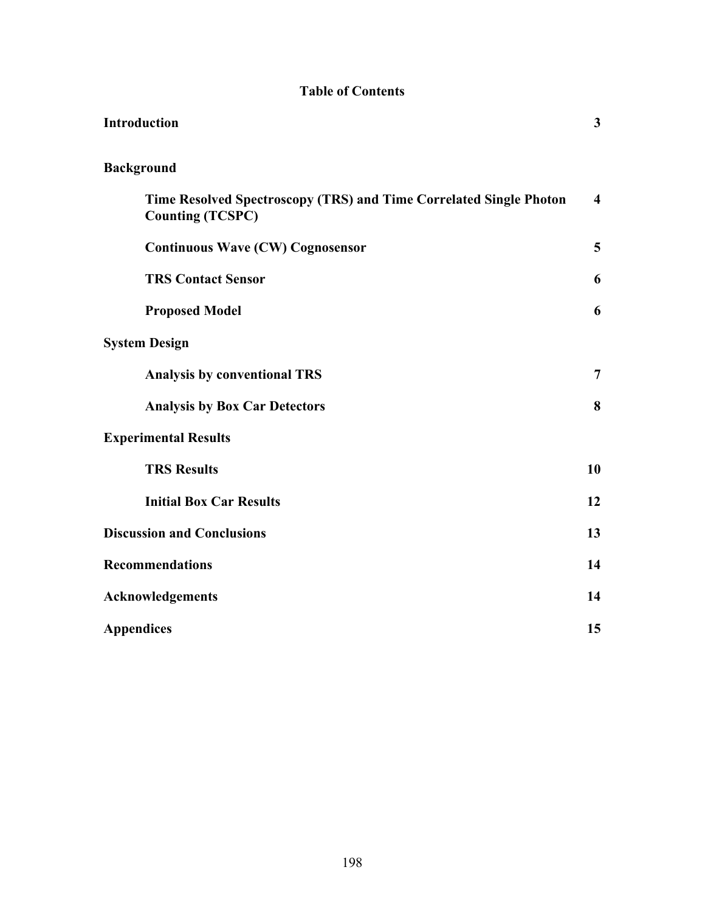## Table of Contents

| | |
|---|---|
| **Introduction** | **3** |
| **Background** | |
| **Time Resolved Spectroscopy (TRS) and Time Correlated Single Photon Counting (TCSPC)** | **4** |
| **Continuous Wave (CW) Cognosensor** | **5** |
| **TRS Contact Sensor** | **6** |
| **Proposed Model** | **6** |
| **System Design** | |
| **Analysis by conventional TRS** | **7** |
| **Analysis by Box Car Detectors** | **8** |
| **Experimental Results** | |
| **TRS Results** | **10** |
| **Initial Box Car Results** | **12** |
| **Discussion and Conclusions** | **13** |
| **Recommendations** | **14** |
| **Acknowledgements** | **14** |
| **Appendices** | **15** |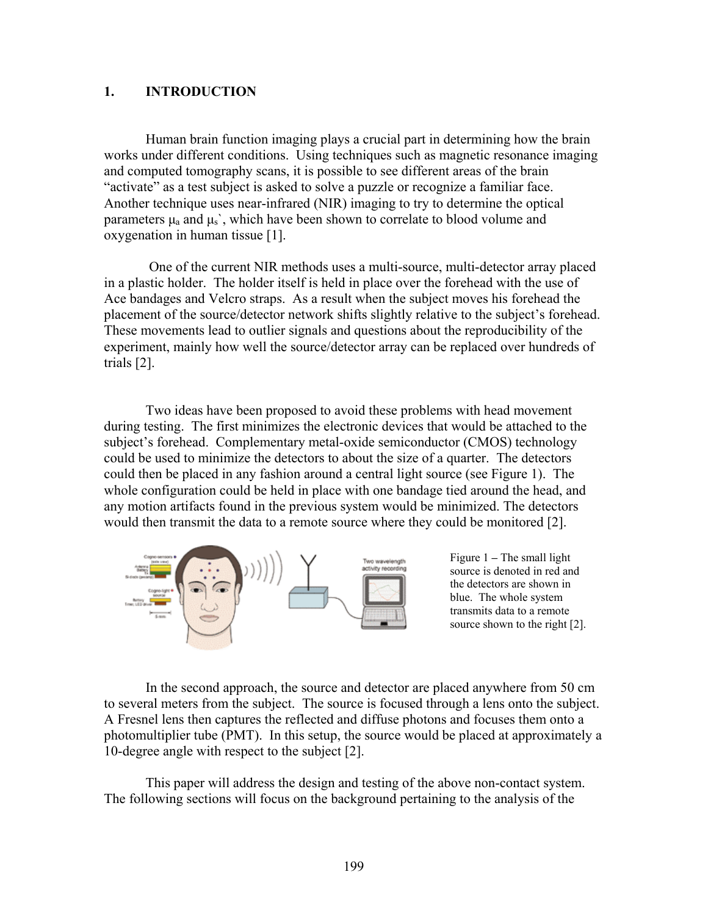## 1. INTRODUCTION

Human brain function imaging plays a crucial part in determining how the brain works under different conditions. Using techniques such as magnetic resonance imaging and computed tomography scans, it is possible to see different areas of the brain "activate" as a test subject is asked to solve a puzzle or recognize a familiar face. Another technique uses near-infrared (NIR) imaging to try to determine the optical parameters $\mu_a$ and $\mu_s$`, which have been shown to correlate to blood volume and oxygenation in human tissue [1].

One of the current NIR methods uses a multi-source, multi-detector array placed in a plastic holder. The holder itself is held in place over the forehead with the use of Ace bandages and Velcro straps. As a result when the subject moves his forehead the placement of the source/detector network shifts slightly relative to the subject's forehead. These movements lead to outlier signals and questions about the reproducibility of the experiment, mainly how well the source/detector array can be replaced over hundreds of trials [2].

Two ideas have been proposed to avoid these problems with head movement during testing. The first minimizes the electronic devices that would be attached to the subject's forehead. Complementary metal-oxide semiconductor (CMOS) technology could be used to minimize the detectors to about the size of a quarter. The detectors could then be placed in any fashion around a central light source (see Figure 1). The whole configuration could be held in place with one bandage tied around the head, and any motion artifacts found in the previous system would be minimized. The detectors would then transmit the data to a remote source where they could be monitored [2].

Figure 1 – The small light source is denoted in red and the detectors are shown in blue. The whole system transmits data to a remote source shown to the right [2].

In the second approach, the source and detector are placed anywhere from 50 cm to several meters from the subject. The source is focused through a lens onto the subject. A Fresnel lens then captures the reflected and diffuse photons and focuses them onto a photomultiplier tube (PMT). In this setup, the source would be placed at approximately a 10-degree angle with respect to the subject [2].

This paper will address the design and testing of the above non-contact system. The following sections will focus on the background pertaining to the analysis of the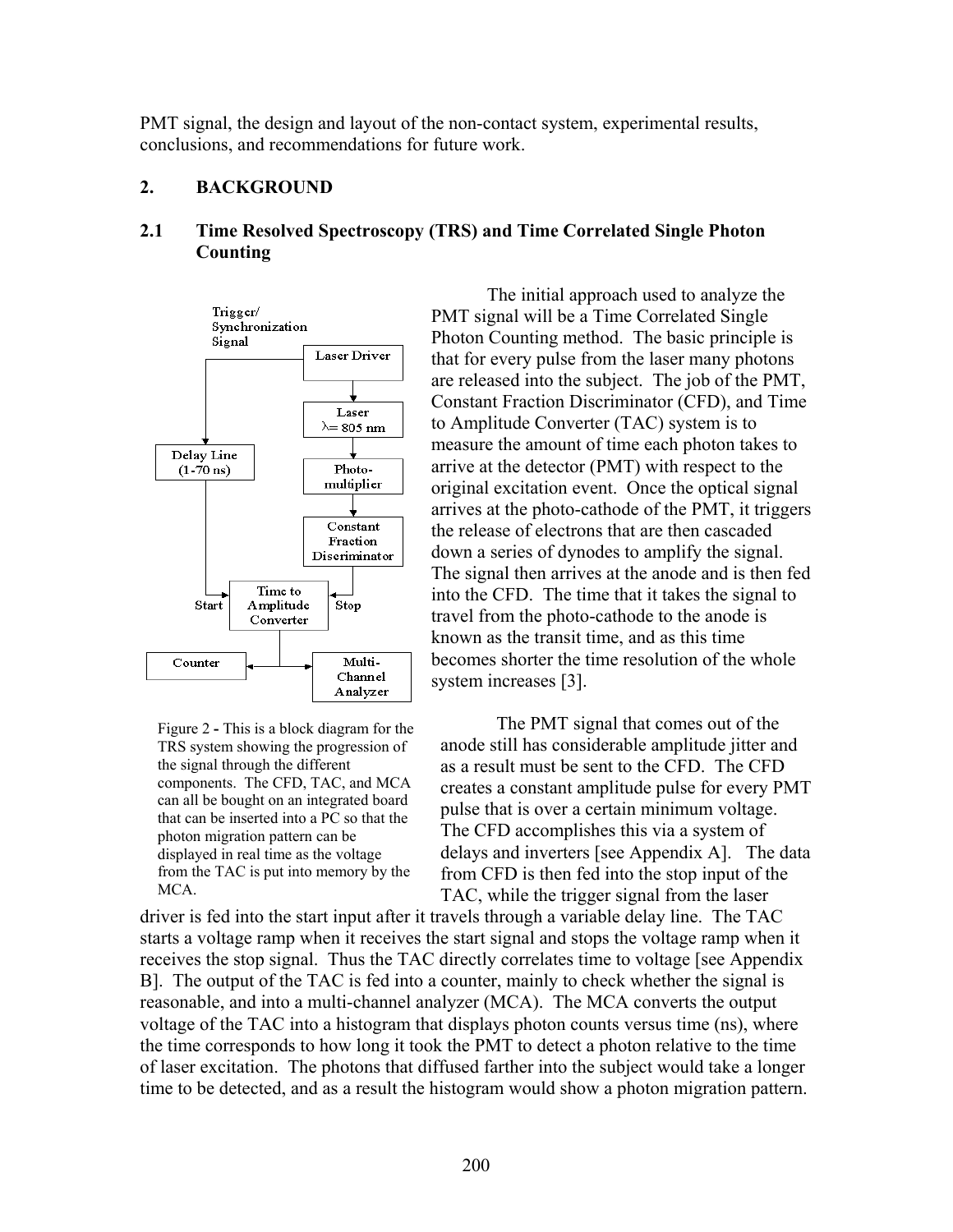PMT signal, the design and layout of the non-contact system, experimental results, conclusions, and recommendations for future work.

## 2. BACKGROUND

### 2.1 Time Resolved Spectroscopy (TRS) and Time Correlated Single Photon Counting

Trigger/
Synchronization
Signal

Laser Driver

Laser
λ= 805 nm

Delay Line
(1-70 ns)

Photo-
multiplier

Constant
Fraction
Discriminator

Start

Time to
Amplitude
Converter

Stop

Counter

Multi-
Channel
Analyzer

Figure 2 - This is a block diagram for the TRS system showing the progression of the signal through the different components. The CFD, TAC, and MCA can all be bought on an integrated board that can be inserted into a PC so that the photon migration pattern can be displayed in real time as the voltage from the TAC is put into memory by the MCA.

The initial approach used to analyze the PMT signal will be a Time Correlated Single Photon Counting method. The basic principle is that for every pulse from the laser many photons are released into the subject. The job of the PMT, Constant Fraction Discriminator (CFD), and Time to Amplitude Converter (TAC) system is to measure the amount of time each photon takes to arrive at the detector (PMT) with respect to the original excitation event. Once the optical signal arrives at the photo-cathode of the PMT, it triggers the release of electrons that are then cascaded down a series of dynodes to amplify the signal. The signal then arrives at the anode and is then fed into the CFD. The time that it takes the signal to travel from the photo-cathode to the anode is known as the transit time, and as this time becomes shorter the time resolution of the whole system increases [3].

The PMT signal that comes out of the anode still has considerable amplitude jitter and as a result must be sent to the CFD. The CFD creates a constant amplitude pulse for every PMT pulse that is over a certain minimum voltage. The CFD accomplishes this via a system of delays and inverters [see Appendix A]. The data from CFD is then fed into the stop input of the TAC, while the trigger signal from the laser driver is fed into the start input after it travels through a variable delay line. The TAC starts a voltage ramp when it receives the start signal and stops the voltage ramp when it receives the stop signal. Thus the TAC directly correlates time to voltage [see Appendix B]. The output of the TAC is fed into a counter, mainly to check whether the signal is reasonable, and into a multi-channel analyzer (MCA). The MCA converts the output voltage of the TAC into a histogram that displays photon counts versus time (ns), where the time corresponds to how long it took the PMT to detect a photon relative to the time of laser excitation. The photons that diffused farther into the subject would take a longer time to be detected, and as a result the histogram would show a photon migration pattern.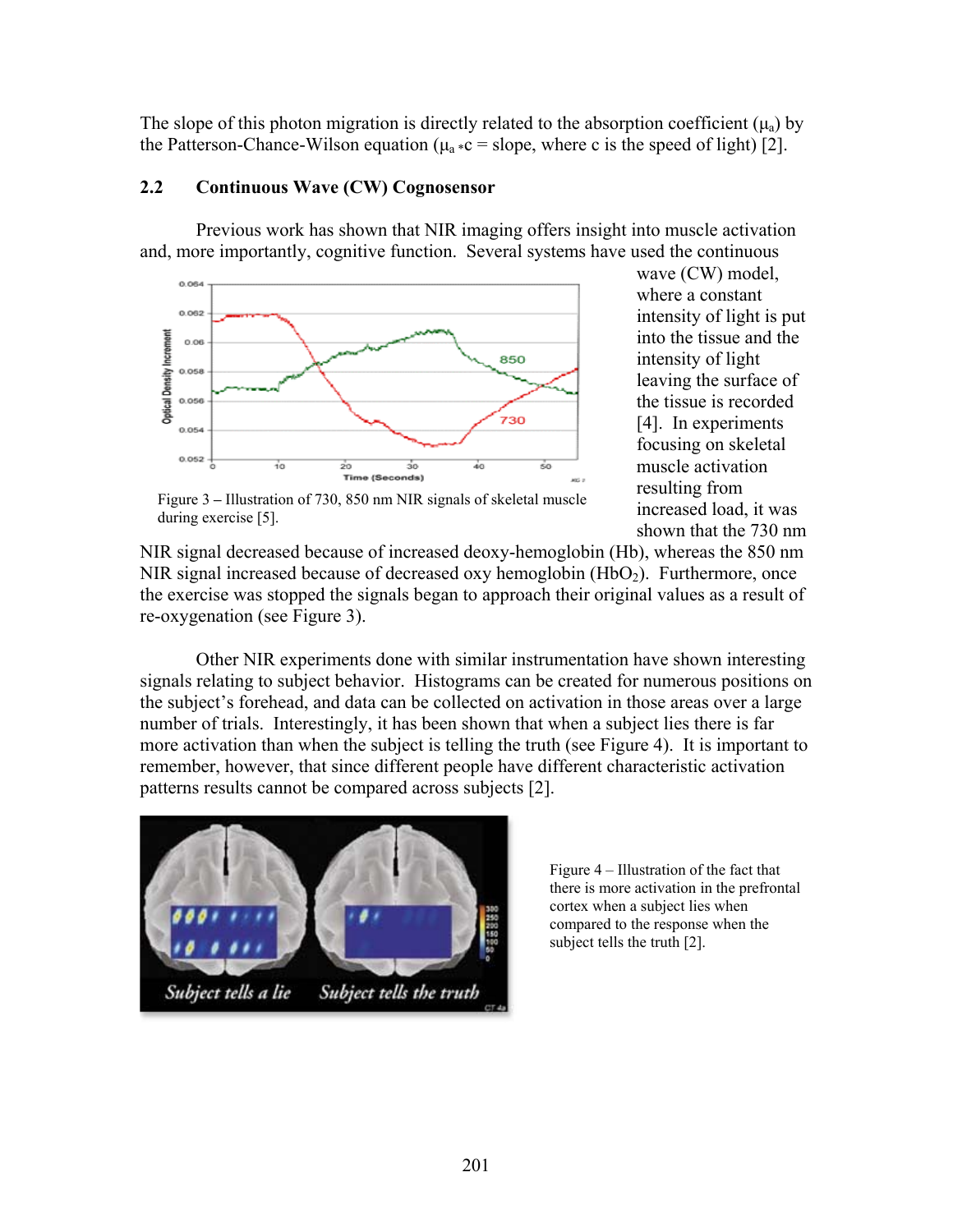The slope of this photon migration is directly related to the absorption coefficient ($\mu_a$) by the Patterson-Chance-Wilson equation ($\mu_a * c$ = slope, where c is the speed of light) [2].

### 2.2 Continuous Wave (CW) Cognosensor

Previous work has shown that NIR imaging offers insight into muscle activation and, more importantly, cognitive function. Several systems have used the continuous wave (CW) model, where a constant intensity of light is put into the tissue and the intensity of light leaving the surface of the tissue is recorded [4]. In experiments focusing on skeletal muscle activation resulting from increased load, it was shown that the 730 nm NIR signal decreased because of increased deoxy-hemoglobin (Hb), whereas the 850 nm NIR signal increased because of decreased oxy hemoglobin ($HbO_2$). Furthermore, once the exercise was stopped the signals began to approach their original values as a result of re-oxygenation (see Figure 3).

Optical Density Increment
0.064
0.062
0.06
0.058
0.056
0.054
0.052
0 10 20 30 40 50
Time (Seconds)
850
730

Figure 3 – Illustration of 730, 850 nm NIR signals of skeletal muscle during exercise [5].

Other NIR experiments done with similar instrumentation have shown interesting signals relating to subject behavior. Histograms can be created for numerous positions on the subject's forehead, and data can be collected on activation in those areas over a large number of trials. Interestingly, it has been shown that when a subject lies there is far more activation than when the subject is telling the truth (see Figure 4). It is important to remember, however, that since different people have different characteristic activation patterns results cannot be compared across subjects [2].

Subject tells a lie
Subject tells the truth
300
250
200
150
100
50
0

Figure 4 – Illustration of the fact that there is more activation in the prefrontal cortex when a subject lies when compared to the response when the subject tells the truth [2].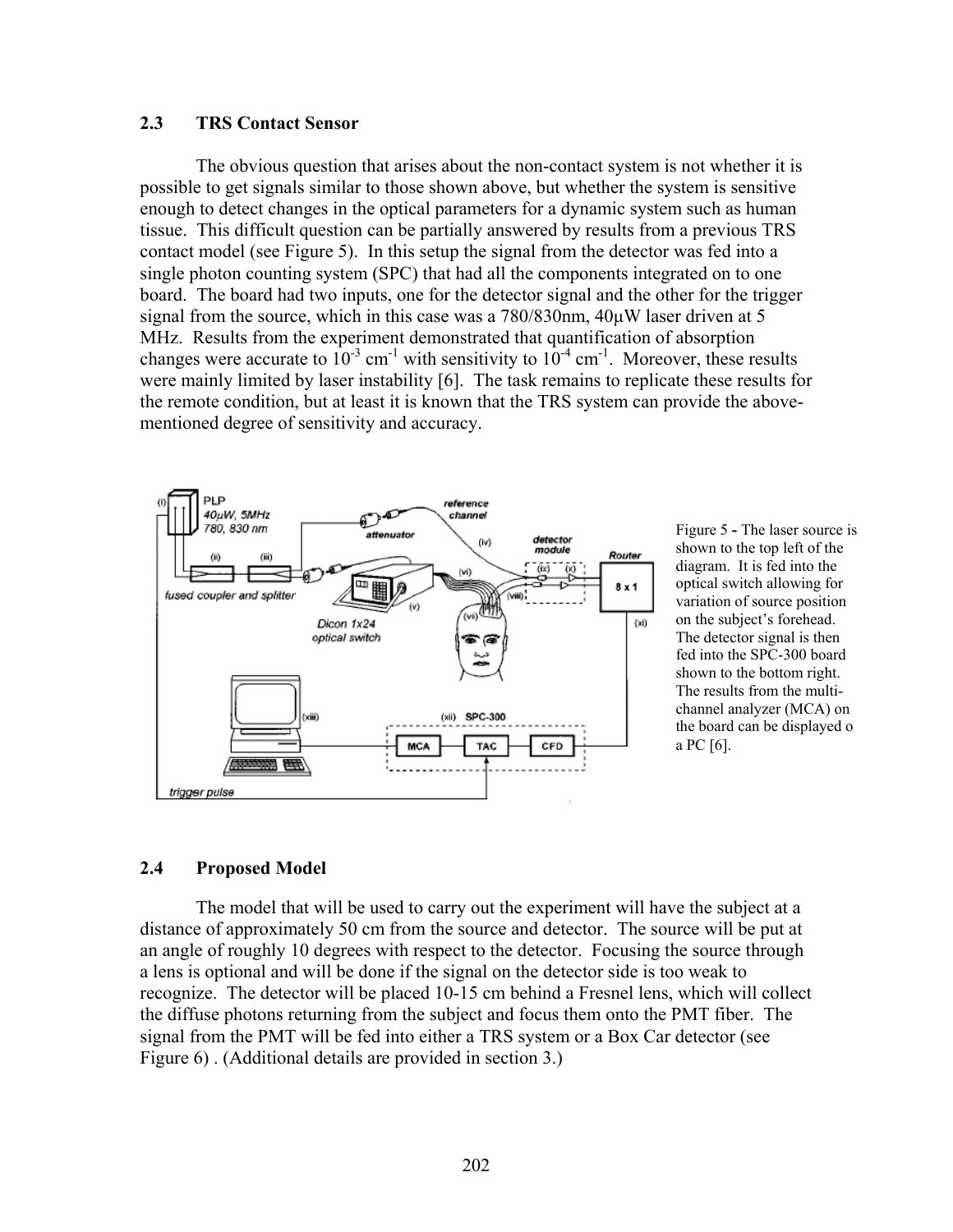## 2.3 TRS Contact Sensor

The obvious question that arises about the non-contact system is not whether it is possible to get signals similar to those shown above, but whether the system is sensitive enough to detect changes in the optical parameters for a dynamic system such as human tissue. This difficult question can be partially answered by results from a previous TRS contact model (see Figure 5). In this setup the signal from the detector was fed into a single photon counting system (SPC) that had all the components integrated on to one board. The board had two inputs, one for the detector signal and the other for the trigger signal from the source, which in this case was a 780/830nm, 40μW laser driven at 5 MHz. Results from the experiment demonstrated that quantification of absorption changes were accurate to $10^{-3}$ cm$^{-1}$ with sensitivity to $10^{-4}$ cm$^{-1}$. Moreover, these results were mainly limited by laser instability [6]. The task remains to replicate these results for the remote condition, but at least it is known that the TRS system can provide the above-mentioned degree of sensitivity and accuracy.

(i) PLP 40μW, 5MHz 780, 830 nm

(ii) (iii) fused coupler and splitter

attenuator

reference channel

(iv)

detector module

(ix) (x)

Router

8 x 1

(vi)

(v)

Dicon 1x24 optical switch

(vii)

(viii)

(xi)

(xiii)

(xii) SPC-300

MCA TAC CFD

trigger pulse

Figure 5 - The laser source is shown to the top left of the diagram. It is fed into the optical switch allowing for variation of source position on the subject's forehead. The detector signal is then fed into the SPC-300 board shown to the bottom right. The results from the multi-channel analyzer (MCA) on the board can be displayed o a PC [6].

## 2.4 Proposed Model

The model that will be used to carry out the experiment will have the subject at a distance of approximately 50 cm from the source and detector. The source will be put at an angle of roughly 10 degrees with respect to the detector. Focusing the source through a lens is optional and will be done if the signal on the detector side is too weak to recognize. The detector will be placed 10-15 cm behind a Fresnel lens, which will collect the diffuse photons returning from the subject and focus them onto the PMT fiber. The signal from the PMT will be fed into either a TRS system or a Box Car detector (see Figure 6) . (Additional details are provided in section 3.)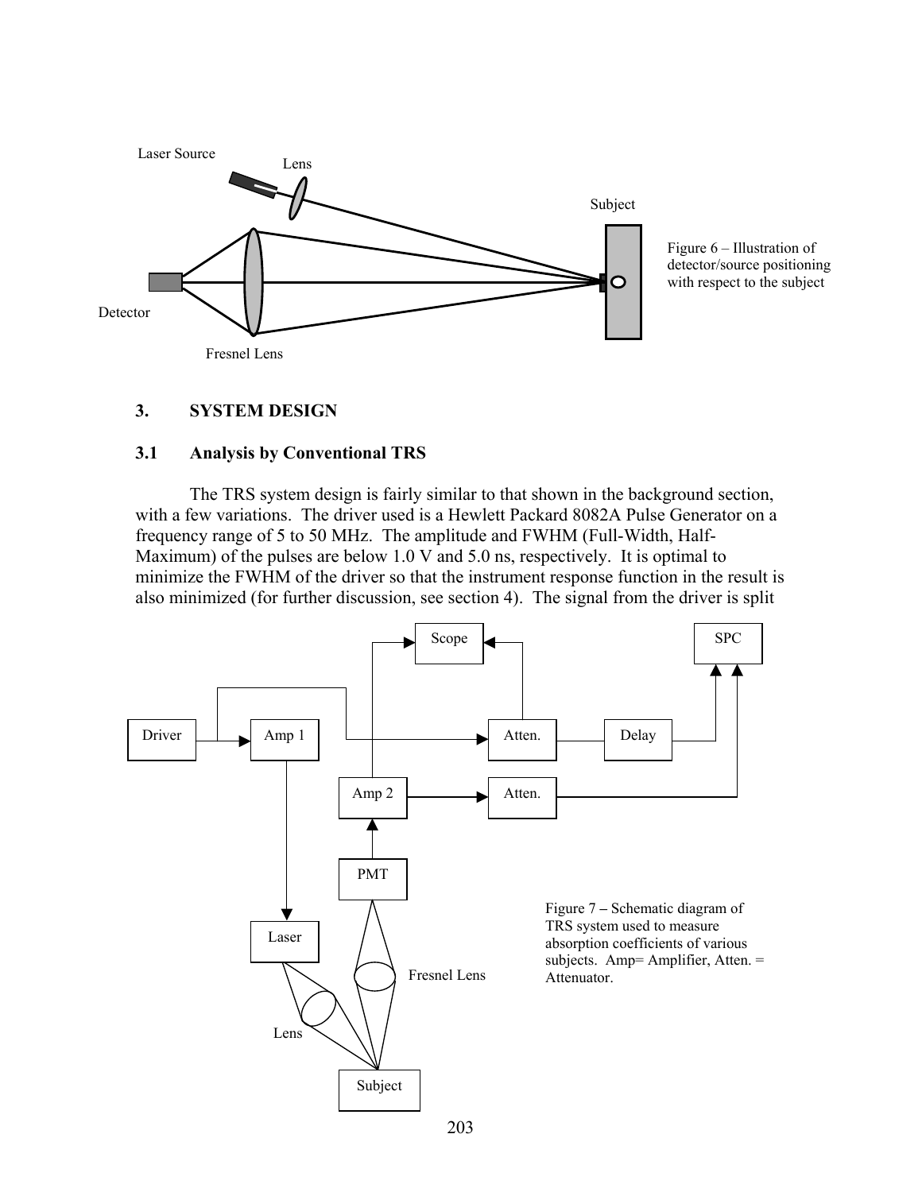Laser Source

Lens

Subject

Detector

Fresnel Lens

Figure 6 – Illustration of detector/source positioning with respect to the subject

## 3. SYSTEM DESIGN

### 3.1 Analysis by Conventional TRS

The TRS system design is fairly similar to that shown in the background section, with a few variations. The driver used is a Hewlett Packard 8082A Pulse Generator on a frequency range of 5 to 50 MHz. The amplitude and FWHM (Full-Width, Half-Maximum) of the pulses are below 1.0 V and 5.0 ns, respectively. It is optimal to minimize the FWHM of the driver so that the instrument response function in the result is also minimized (for further discussion, see section 4). The signal from the driver is split

Scope

SPC

Driver

Amp 1

Atten.

Delay

Amp 2

Atten.

PMT

Laser

Fresnel Lens

Lens

Subject

Figure 7 – Schematic diagram of TRS system used to measure absorption coefficients of various subjects. Amp= Amplifier, Atten. = Attenuator.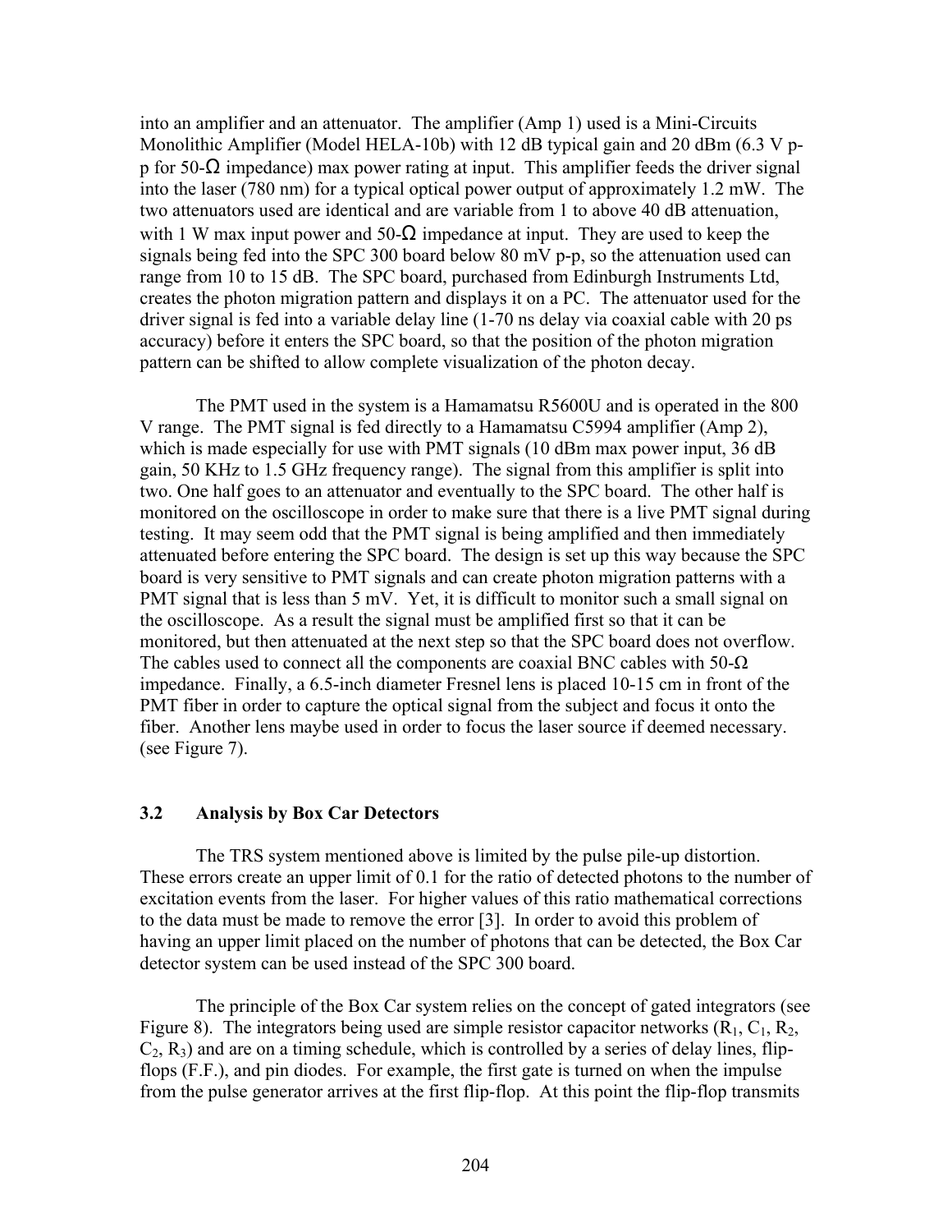into an amplifier and an attenuator. The amplifier (Amp 1) used is a Mini-Circuits Monolithic Amplifier (Model HELA-10b) with 12 dB typical gain and 20 dBm (6.3 V p-p for 50-Ω impedance) max power rating at input. This amplifier feeds the driver signal into the laser (780 nm) for a typical optical power output of approximately 1.2 mW. The two attenuators used are identical and are variable from 1 to above 40 dB attenuation, with 1 W max input power and 50-Ω impedance at input. They are used to keep the signals being fed into the SPC 300 board below 80 mV p-p, so the attenuation used can range from 10 to 15 dB. The SPC board, purchased from Edinburgh Instruments Ltd, creates the photon migration pattern and displays it on a PC. The attenuator used for the driver signal is fed into a variable delay line (1-70 ns delay via coaxial cable with 20 ps accuracy) before it enters the SPC board, so that the position of the photon migration pattern can be shifted to allow complete visualization of the photon decay.

The PMT used in the system is a Hamamatsu R5600U and is operated in the 800 V range. The PMT signal is fed directly to a Hamamatsu C5994 amplifier (Amp 2), which is made especially for use with PMT signals (10 dBm max power input, 36 dB gain, 50 KHz to 1.5 GHz frequency range). The signal from this amplifier is split into two. One half goes to an attenuator and eventually to the SPC board. The other half is monitored on the oscilloscope in order to make sure that there is a live PMT signal during testing. It may seem odd that the PMT signal is being amplified and then immediately attenuated before entering the SPC board. The design is set up this way because the SPC board is very sensitive to PMT signals and can create photon migration patterns with a PMT signal that is less than 5 mV. Yet, it is difficult to monitor such a small signal on the oscilloscope. As a result the signal must be amplified first so that it can be monitored, but then attenuated at the next step so that the SPC board does not overflow. The cables used to connect all the components are coaxial BNC cables with 50-Ω impedance. Finally, a 6.5-inch diameter Fresnel lens is placed 10-15 cm in front of the PMT fiber in order to capture the optical signal from the subject and focus it onto the fiber. Another lens maybe used in order to focus the laser source if deemed necessary. (see Figure 7).

### 3.2 Analysis by Box Car Detectors

The TRS system mentioned above is limited by the pulse pile-up distortion. These errors create an upper limit of 0.1 for the ratio of detected photons to the number of excitation events from the laser. For higher values of this ratio mathematical corrections to the data must be made to remove the error [3]. In order to avoid this problem of having an upper limit placed on the number of photons that can be detected, the Box Car detector system can be used instead of the SPC 300 board.

The principle of the Box Car system relies on the concept of gated integrators (see Figure 8). The integrators being used are simple resistor capacitor networks ($R_1$, $C_1$, $R_2$, $C_2$, $R_3$) and are on a timing schedule, which is controlled by a series of delay lines, flip-flops (F.F.), and pin diodes. For example, the first gate is turned on when the impulse from the pulse generator arrives at the first flip-flop. At this point the flip-flop transmits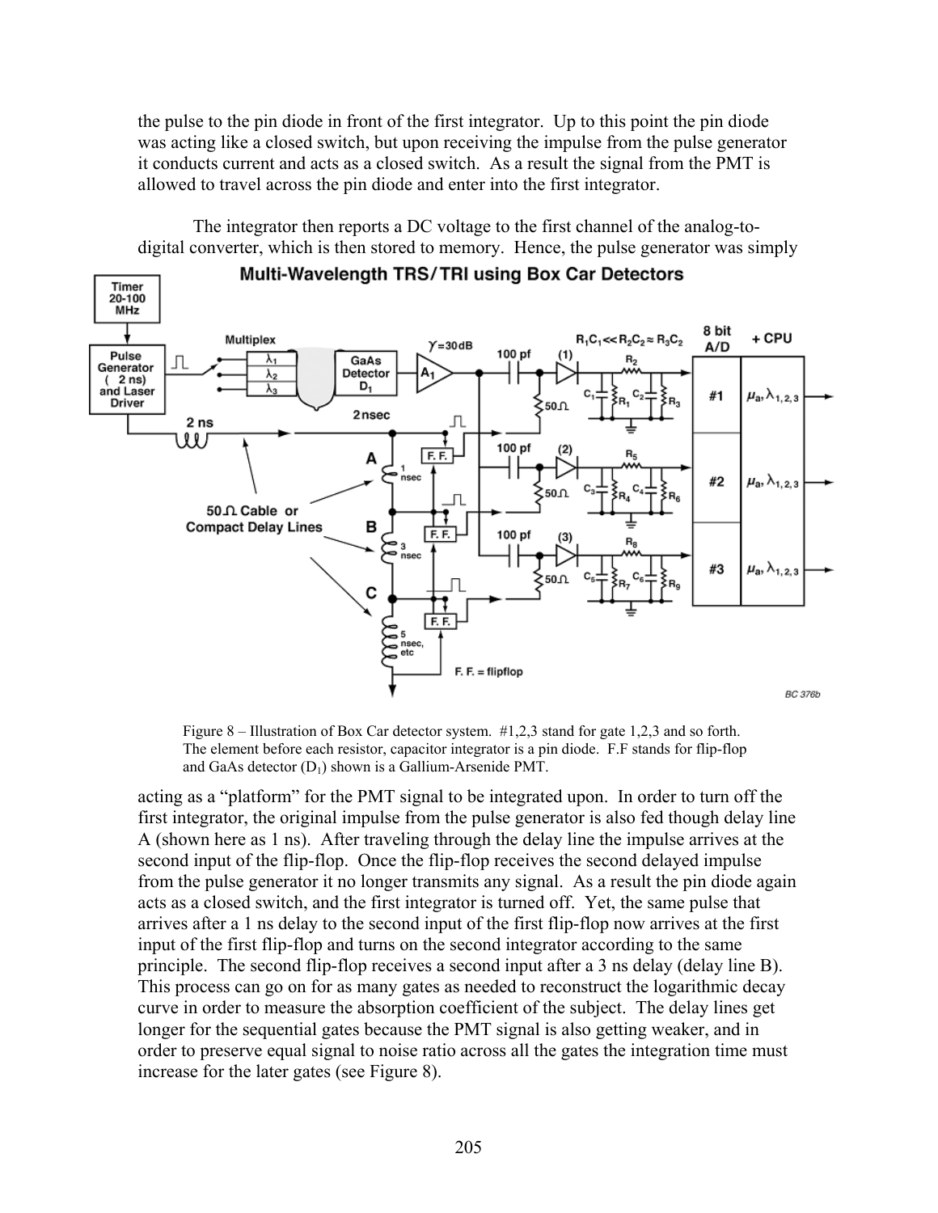the pulse to the pin diode in front of the first integrator. Up to this point the pin diode was acting like a closed switch, but upon receiving the impulse from the pulse generator it conducts current and acts as a closed switch. As a result the signal from the PMT is allowed to travel across the pin diode and enter into the first integrator.

The integrator then reports a DC voltage to the first channel of the analog-to-digital converter, which is then stored to memory. Hence, the pulse generator was simply

Multi-Wavelength TRS/TRI using Box Car Detectors

Timer 20-100 MHz

Pulse Generator ( 2 ns) and Laser Driver

Multiplex

$\lambda_1$

$\lambda_2$

$\lambda_3$

GaAs Detector $D_1$

$\gamma$=30dB

$A_1$

100 pf

(1)

$R_1C_1 << R_2C_2 \approx R_3C_2$

$R_2$

$C_1$ $R_1$ $C_2$ $R_3$

8 bit A/D

+ CPU

#1

$\mu_a, \lambda_{1,2,3}$

50Ω

2 ns

2nsec

F. F.

A

1 nsec

100 pf

(2)

$R_5$

$C_3$ $R_4$ $C_4$ $R_6$

#2

$\mu_a, \lambda_{1,2,3}$

50Ω

50Ω Cable or Compact Delay Lines

B

3 nsec

F. F.

100 pf

(3)

$R_8$

$C_5$ $R_7$ $C_6$ $R_9$

#3

$\mu_a, \lambda_{1,2,3}$

50Ω

C

F. F.

5 nsec, etc

F. F. = flipflop

BC 376b

Figure 8 – Illustration of Box Car detector system. #1,2,3 stand for gate 1,2,3 and so forth. The element before each resistor, capacitor integrator is a pin diode. F.F stands for flip-flop and GaAs detector ($D_1$) shown is a Gallium-Arsenide PMT.

acting as a "platform" for the PMT signal to be integrated upon. In order to turn off the first integrator, the original impulse from the pulse generator is also fed though delay line A (shown here as 1 ns). After traveling through the delay line the impulse arrives at the second input of the flip-flop. Once the flip-flop receives the second delayed impulse from the pulse generator it no longer transmits any signal. As a result the pin diode again acts as a closed switch, and the first integrator is turned off. Yet, the same pulse that arrives after a 1 ns delay to the second input of the first flip-flop now arrives at the first input of the first flip-flop and turns on the second integrator according to the same principle. The second flip-flop receives a second input after a 3 ns delay (delay line B). This process can go on for as many gates as needed to reconstruct the logarithmic decay curve in order to measure the absorption coefficient of the subject. The delay lines get longer for the sequential gates because the PMT signal is also getting weaker, and in order to preserve equal signal to noise ratio across all the gates the integration time must increase for the later gates (see Figure 8).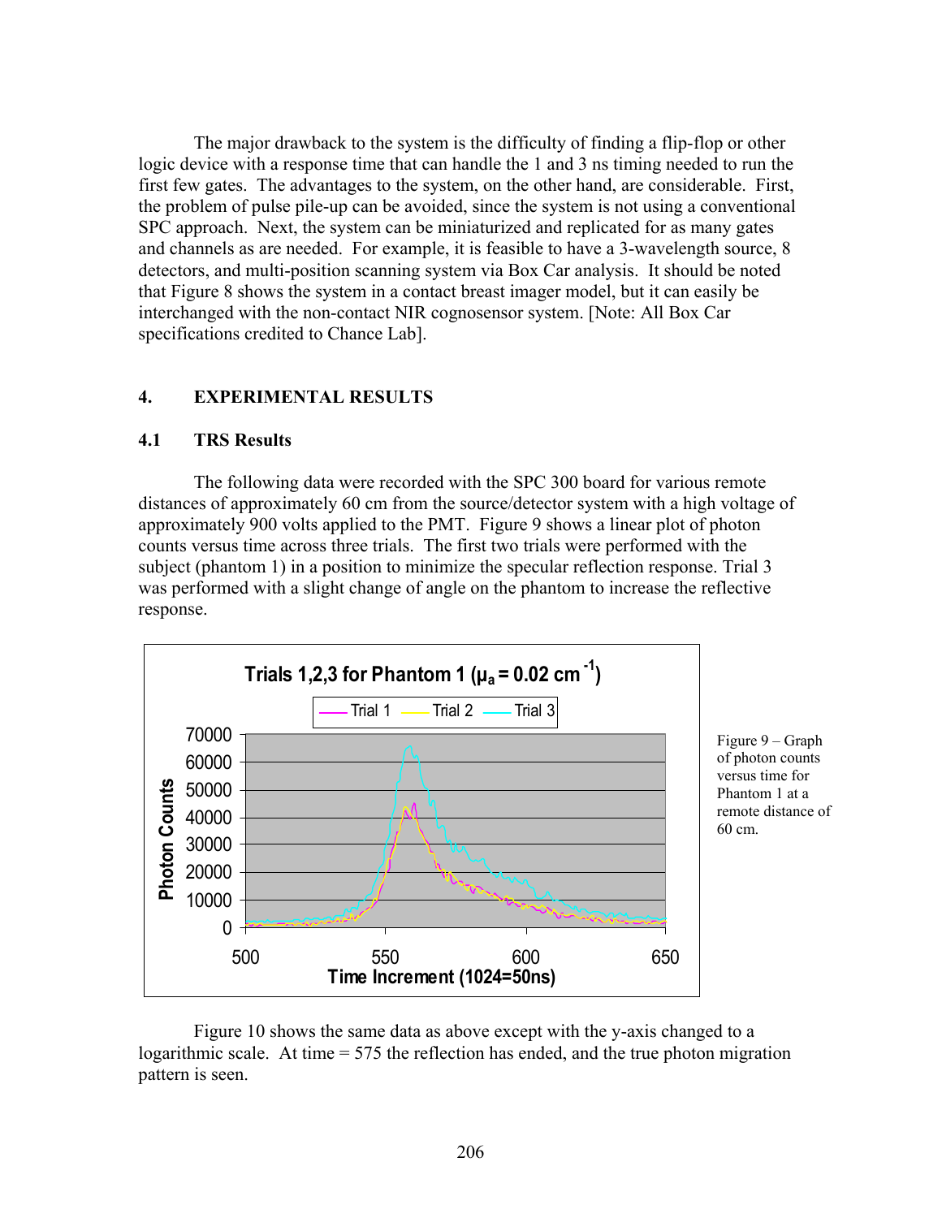The major drawback to the system is the difficulty of finding a flip-flop or other logic device with a response time that can handle the 1 and 3 ns timing needed to run the first few gates. The advantages to the system, on the other hand, are considerable. First, the problem of pulse pile-up can be avoided, since the system is not using a conventional SPC approach. Next, the system can be miniaturized and replicated for as many gates and channels as are needed. For example, it is feasible to have a 3-wavelength source, 8 detectors, and multi-position scanning system via Box Car analysis. It should be noted that Figure 8 shows the system in a contact breast imager model, but it can easily be interchanged with the non-contact NIR cognosensor system. [Note: All Box Car specifications credited to Chance Lab].

## 4. EXPERIMENTAL RESULTS

### 4.1 TRS Results

The following data were recorded with the SPC 300 board for various remote distances of approximately 60 cm from the source/detector system with a high voltage of approximately 900 volts applied to the PMT. Figure 9 shows a linear plot of photon counts versus time across three trials. The first two trials were performed with the subject (phantom 1) in a position to minimize the specular reflection response. Trial 3 was performed with a slight change of angle on the phantom to increase the reflective response.

Trials 1,2,3 for Phantom 1 ($\mu_a = 0.02$ cm$^{-1}$)

Trial 1
Trial 2
Trial 3

Photon Counts

70000
60000
50000
40000
30000
20000
10000
0

500
550
600
650

Time Increment (1024=50ns)

Figure 9 – Graph of photon counts versus time for Phantom 1 at a remote distance of 60 cm.

Figure 10 shows the same data as above except with the y-axis changed to a logarithmic scale. At time = 575 the reflection has ended, and the true photon migration pattern is seen.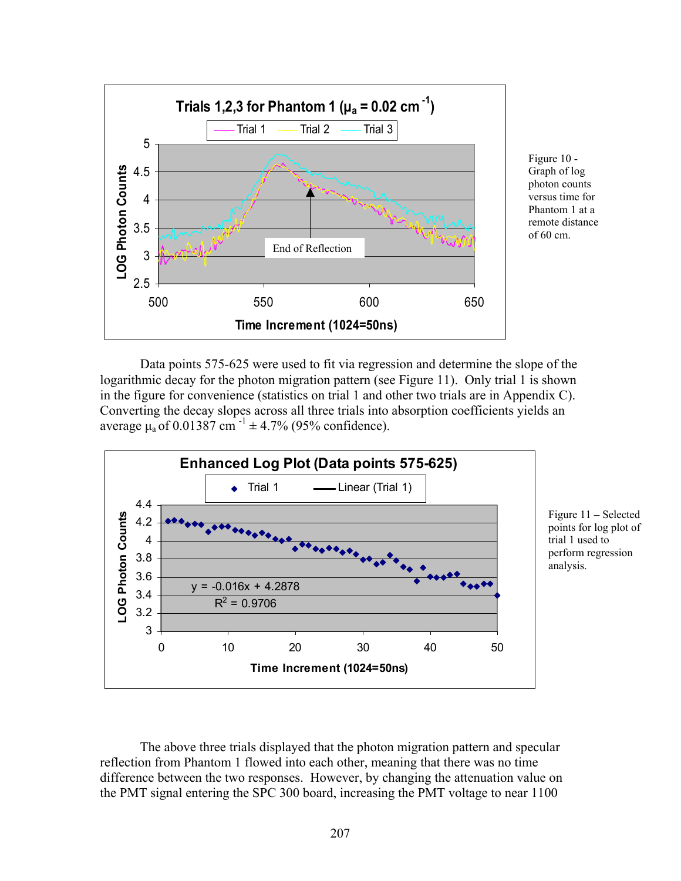Trials 1,2,3 for Phantom 1 ($\mu_a$ = 0.02 cm$^{-1}$)

Trial 1   Trial 2   Trial 3

LOG Photon Counts

5
4.5
4
3.5
3
2.5

End of Reflection

500   550   600   650

Time Increment (1024=50ns)

Figure 10 - Graph of log photon counts versus time for Phantom 1 at a remote distance of 60 cm.

Data points 575-625 were used to fit via regression and determine the slope of the logarithmic decay for the photon migration pattern (see Figure 11). Only trial 1 is shown in the figure for convenience (statistics on trial 1 and other two trials are in Appendix C). Converting the decay slopes across all three trials into absorption coefficients yields an average $\mu_a$ of 0.01387 cm $^{-1}$ ± 4.7% (95% confidence).

Enhanced Log Plot (Data points 575-625)

Trial 1   Linear (Trial 1)

LOG Photon Counts

4.4
4.2
4
3.8
3.6
3.4
3.2
3

y = -0.016x + 4.2878

$R^2$ = 0.9706

0   10   20   30   40   50

Time Increment (1024=50ns)

Figure 11 – Selected points for log plot of trial 1 used to perform regression analysis.

The above three trials displayed that the photon migration pattern and specular reflection from Phantom 1 flowed into each other, meaning that there was no time difference between the two responses. However, by changing the attenuation value on the PMT signal entering the SPC 300 board, increasing the PMT voltage to near 1100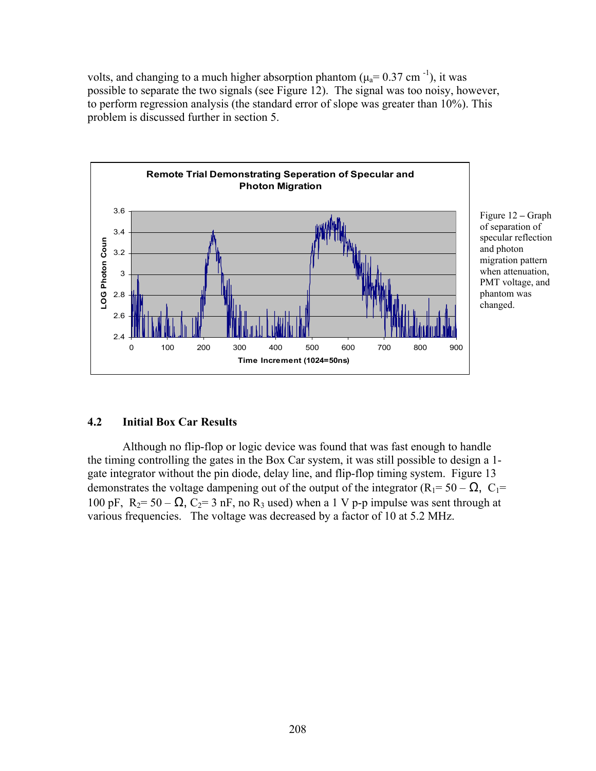volts, and changing to a much higher absorption phantom ($\mu_a$= 0.37 cm $^{-1}$), it was possible to separate the two signals (see Figure 12). The signal was too noisy, however, to perform regression analysis (the standard error of slope was greater than 10%). This problem is discussed further in section 5.

Remote Trial Demonstrating Seperation of Specular and Photon Migration

LOG Photon Coun

3.6
3.4
3.2
3
2.8
2.6
2.4

0 100 200 300 400 500 600 700 800 900

Time Increment (1024=50ns)

Figure 12 – Graph of separation of specular reflection and photon migration pattern when attenuation, PMT voltage, and phantom was changed.

## 4.2 Initial Box Car Results

Although no flip-flop or logic device was found that was fast enough to handle the timing controlling the gates in the Box Car system, it was still possible to design a 1-gate integrator without the pin diode, delay line, and flip-flop timing system. Figure 13 demonstrates the voltage dampening out of the output of the integrator ($R_1$= 50 – $\Omega$, $C_1$= 100 pF, $R_2$= 50 – $\Omega$, $C_2$= 3 nF, no $R_3$ used) when a 1 V p-p impulse was sent through at various frequencies. The voltage was decreased by a factor of 10 at 5.2 MHz.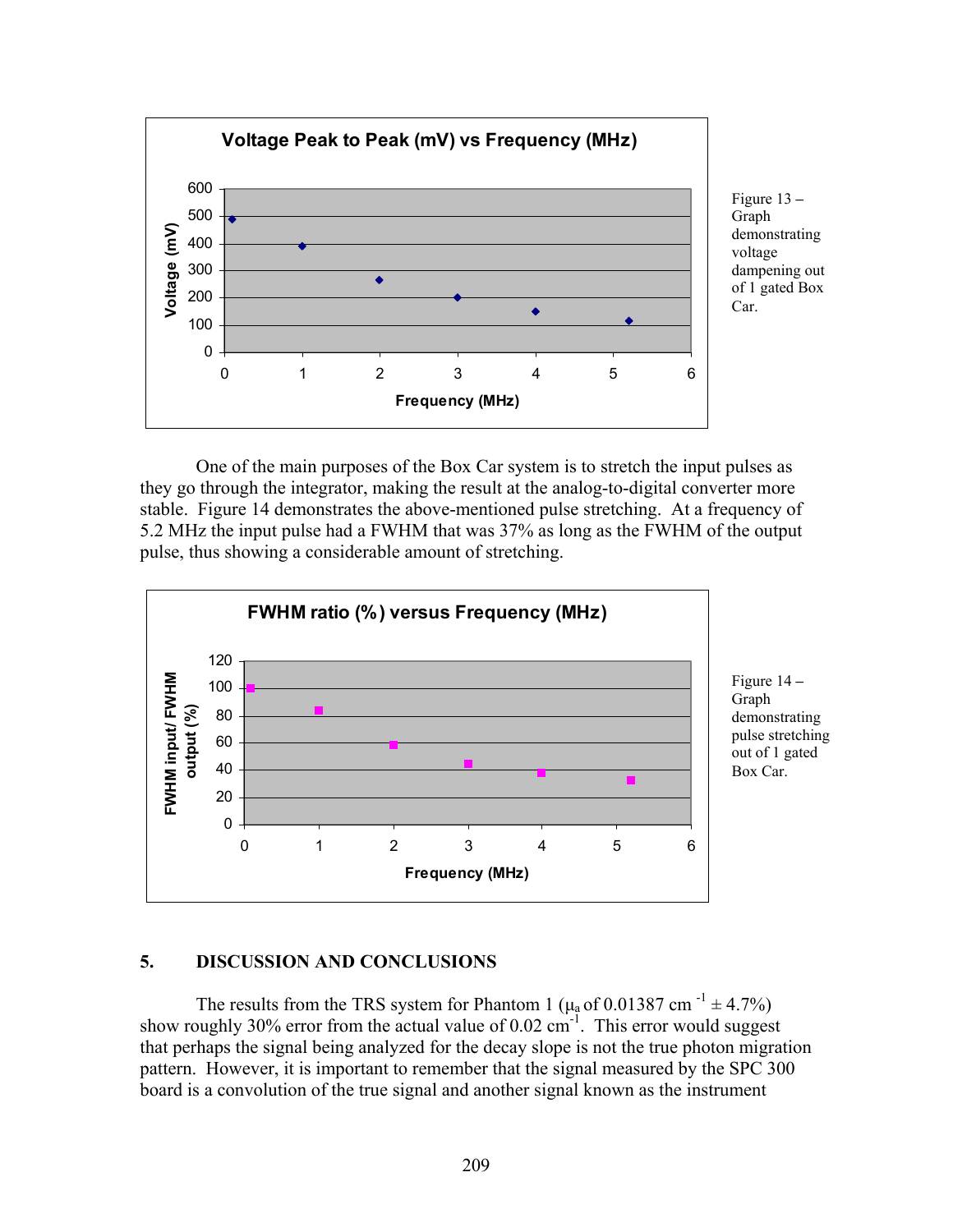Voltage Peak to Peak (mV) vs Frequency (MHz)

Voltage (mV)

600
500
400
300
200
100
0

0 1 2 3 4 5 6

Frequency (MHz)

Figure 13 – Graph demonstrating voltage dampening out of 1 gated Box Car.

One of the main purposes of the Box Car system is to stretch the input pulses as they go through the integrator, making the result at the analog-to-digital converter more stable. Figure 14 demonstrates the above-mentioned pulse stretching. At a frequency of 5.2 MHz the input pulse had a FWHM that was 37% as long as the FWHM of the output pulse, thus showing a considerable amount of stretching.

FWHM ratio (%) versus Frequency (MHz)

FWHM input/ FWHM output (%)

120
100
80
60
40
20
0

0 1 2 3 4 5 6

Frequency (MHz)

Figure 14 – Graph demonstrating pulse stretching out of 1 gated Box Car.

## 5. DISCUSSION AND CONCLUSIONS

The results from the TRS system for Phantom 1 ($\mu_a$ of 0.01387 cm$^{-1}$ ± 4.7%) show roughly 30% error from the actual value of 0.02 cm$^{-1}$. This error would suggest that perhaps the signal being analyzed for the decay slope is not the true photon migration pattern. However, it is important to remember that the signal measured by the SPC 300 board is a convolution of the true signal and another signal known as the instrument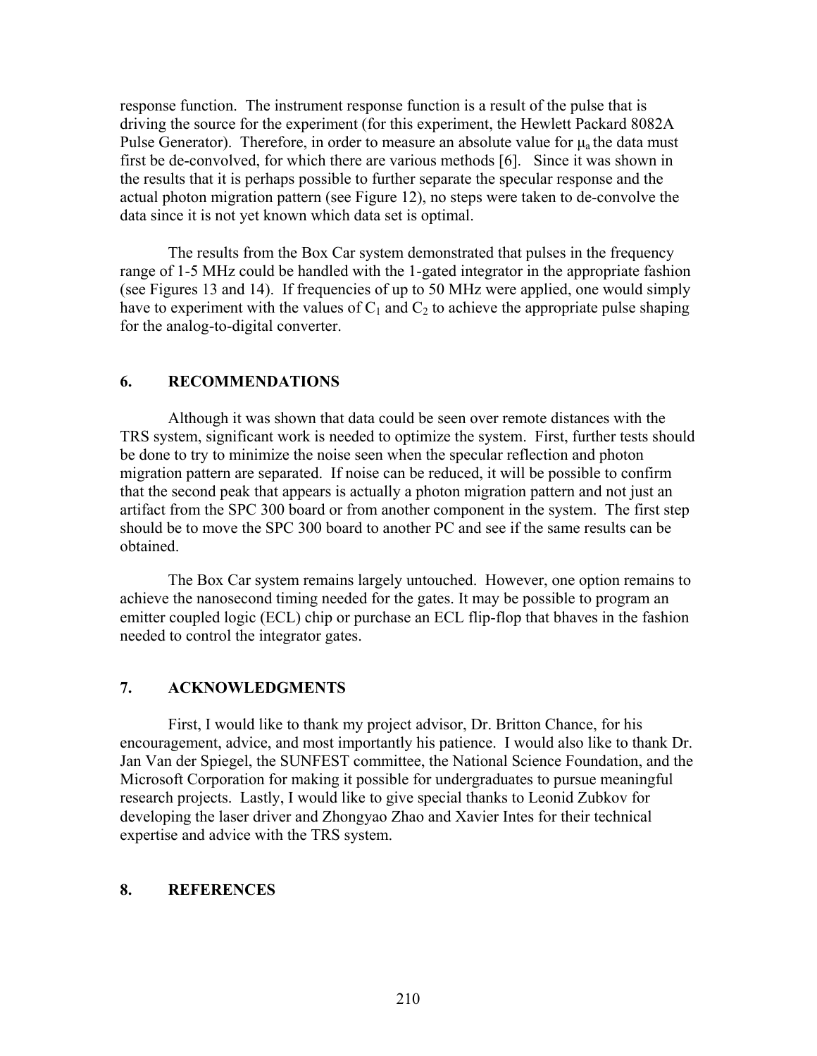response function. The instrument response function is a result of the pulse that is driving the source for the experiment (for this experiment, the Hewlett Packard 8082A Pulse Generator). Therefore, in order to measure an absolute value for $\mu_a$ the data must first be de-convolved, for which there are various methods [6]. Since it was shown in the results that it is perhaps possible to further separate the specular response and the actual photon migration pattern (see Figure 12), no steps were taken to de-convolve the data since it is not yet known which data set is optimal.

The results from the Box Car system demonstrated that pulses in the frequency range of 1-5 MHz could be handled with the 1-gated integrator in the appropriate fashion (see Figures 13 and 14). If frequencies of up to 50 MHz were applied, one would simply have to experiment with the values of $C_1$ and $C_2$ to achieve the appropriate pulse shaping for the analog-to-digital converter.

## 6. RECOMMENDATIONS

Although it was shown that data could be seen over remote distances with the TRS system, significant work is needed to optimize the system. First, further tests should be done to try to minimize the noise seen when the specular reflection and photon migration pattern are separated. If noise can be reduced, it will be possible to confirm that the second peak that appears is actually a photon migration pattern and not just an artifact from the SPC 300 board or from another component in the system. The first step should be to move the SPC 300 board to another PC and see if the same results can be obtained.

The Box Car system remains largely untouched. However, one option remains to achieve the nanosecond timing needed for the gates. It may be possible to program an emitter coupled logic (ECL) chip or purchase an ECL flip-flop that bhaves in the fashion needed to control the integrator gates.

## 7. ACKNOWLEDGMENTS

First, I would like to thank my project advisor, Dr. Britton Chance, for his encouragement, advice, and most importantly his patience. I would also like to thank Dr. Jan Van der Spiegel, the SUNFEST committee, the National Science Foundation, and the Microsoft Corporation for making it possible for undergraduates to pursue meaningful research projects. Lastly, I would like to give special thanks to Leonid Zubkov for developing the laser driver and Zhongyao Zhao and Xavier Intes for their technical expertise and advice with the TRS system.

## 8. REFERENCES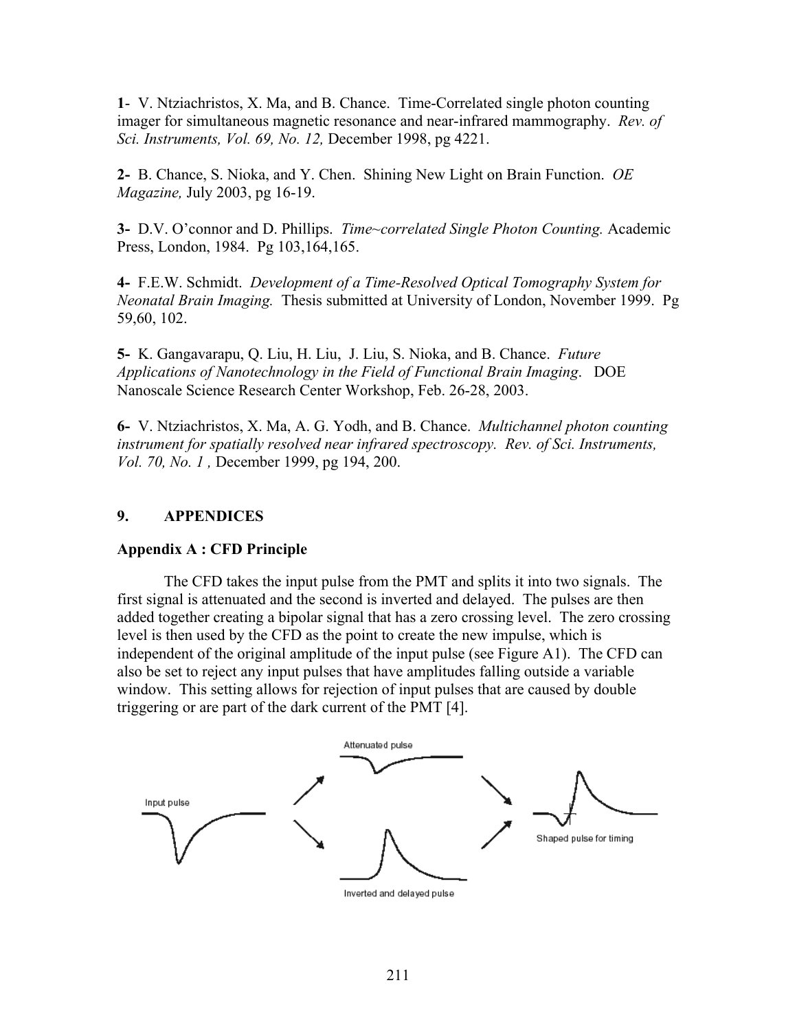**1**- V. Ntziachristos, X. Ma, and B. Chance. Time-Correlated single photon counting imager for simultaneous magnetic resonance and near-infrared mammography. *Rev. of Sci. Instruments, Vol. 69, No. 12,* December 1998, pg 4221.

**2-** B. Chance, S. Nioka, and Y. Chen. Shining New Light on Brain Function. *OE Magazine,* July 2003, pg 16-19.

**3-** D.V. O'connor and D. Phillips. *Time~correlated Single Photon Counting.* Academic Press, London, 1984. Pg 103,164,165.

**4-** F.E.W. Schmidt. *Development of a Time-Resolved Optical Tomography System for Neonatal Brain Imaging.* Thesis submitted at University of London, November 1999. Pg 59,60, 102.

**5-** K. Gangavarapu, Q. Liu, H. Liu, J. Liu, S. Nioka, and B. Chance. *Future Applications of Nanotechnology in the Field of Functional Brain Imaging*. DOE Nanoscale Science Research Center Workshop, Feb. 26-28, 2003.

**6-** V. Ntziachristos, X. Ma, A. G. Yodh, and B. Chance. *Multichannel photon counting instrument for spatially resolved near infrared spectroscopy. Rev. of Sci. Instruments, Vol. 70, No. 1 ,* December 1999, pg 194, 200.

## 9. APPENDICES

### Appendix A : CFD Principle

The CFD takes the input pulse from the PMT and splits it into two signals. The first signal is attenuated and the second is inverted and delayed. The pulses are then added together creating a bipolar signal that has a zero crossing level. The zero crossing level is then used by the CFD as the point to create the new impulse, which is independent of the original amplitude of the input pulse (see Figure A1). The CFD can also be set to reject any input pulses that have amplitudes falling outside a variable window. This setting allows for rejection of input pulses that are caused by double triggering or are part of the dark current of the PMT [4].

Input pulse

Attenuated pulse

Inverted and delayed pulse

Shaped pulse for timing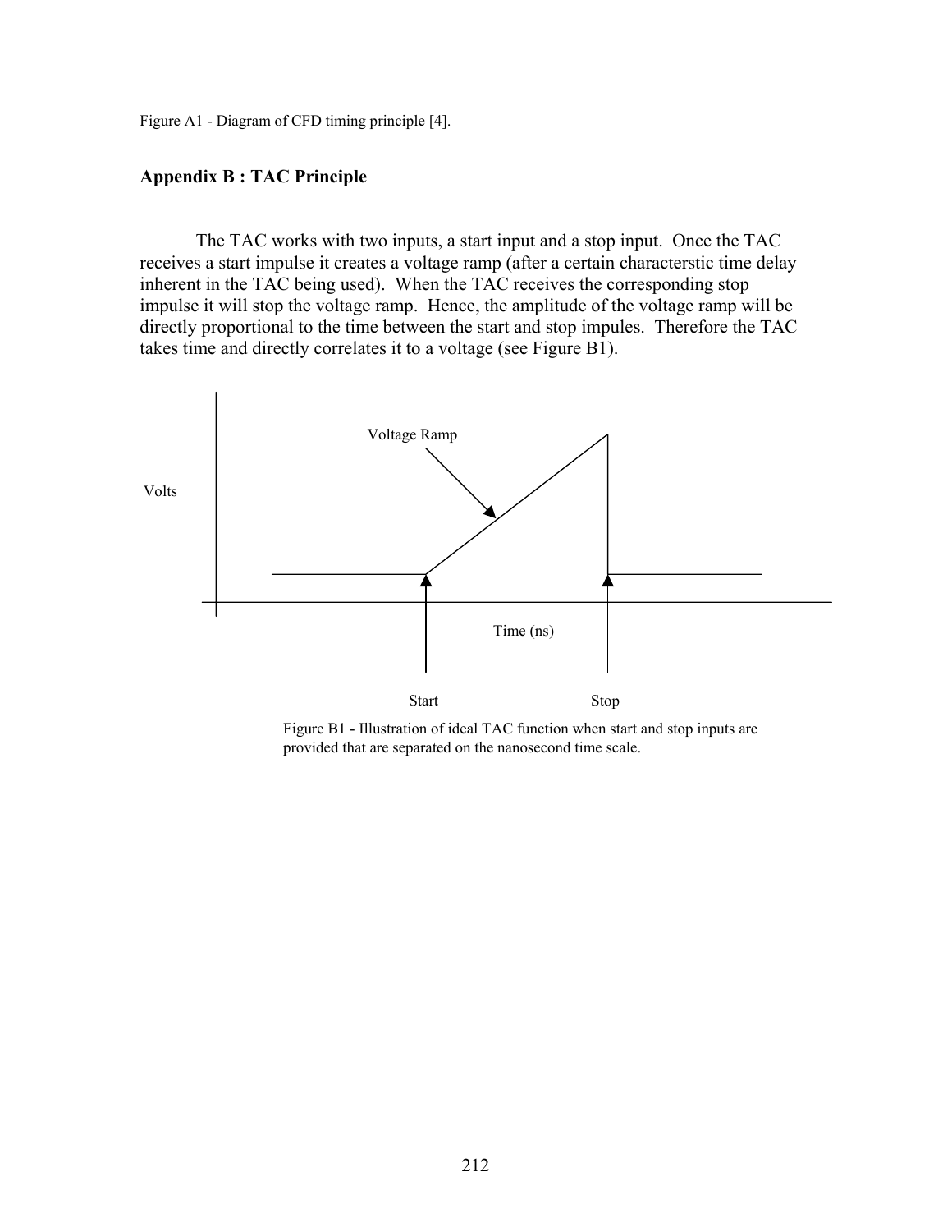Figure A1 - Diagram of CFD timing principle [4].

## Appendix B : TAC Principle

The TAC works with two inputs, a start input and a stop input. Once the TAC receives a start impulse it creates a voltage ramp (after a certain characterstic time delay inherent in the TAC being used). When the TAC receives the corresponding stop impulse it will stop the voltage ramp. Hence, the amplitude of the voltage ramp will be directly proportional to the time between the start and stop impules. Therefore the TAC takes time and directly correlates it to a voltage (see Figure B1).

Voltage Ramp

Volts

Time (ns)

Start

Stop

Figure B1 - Illustration of ideal TAC function when start and stop inputs are provided that are separated on the nanosecond time scale.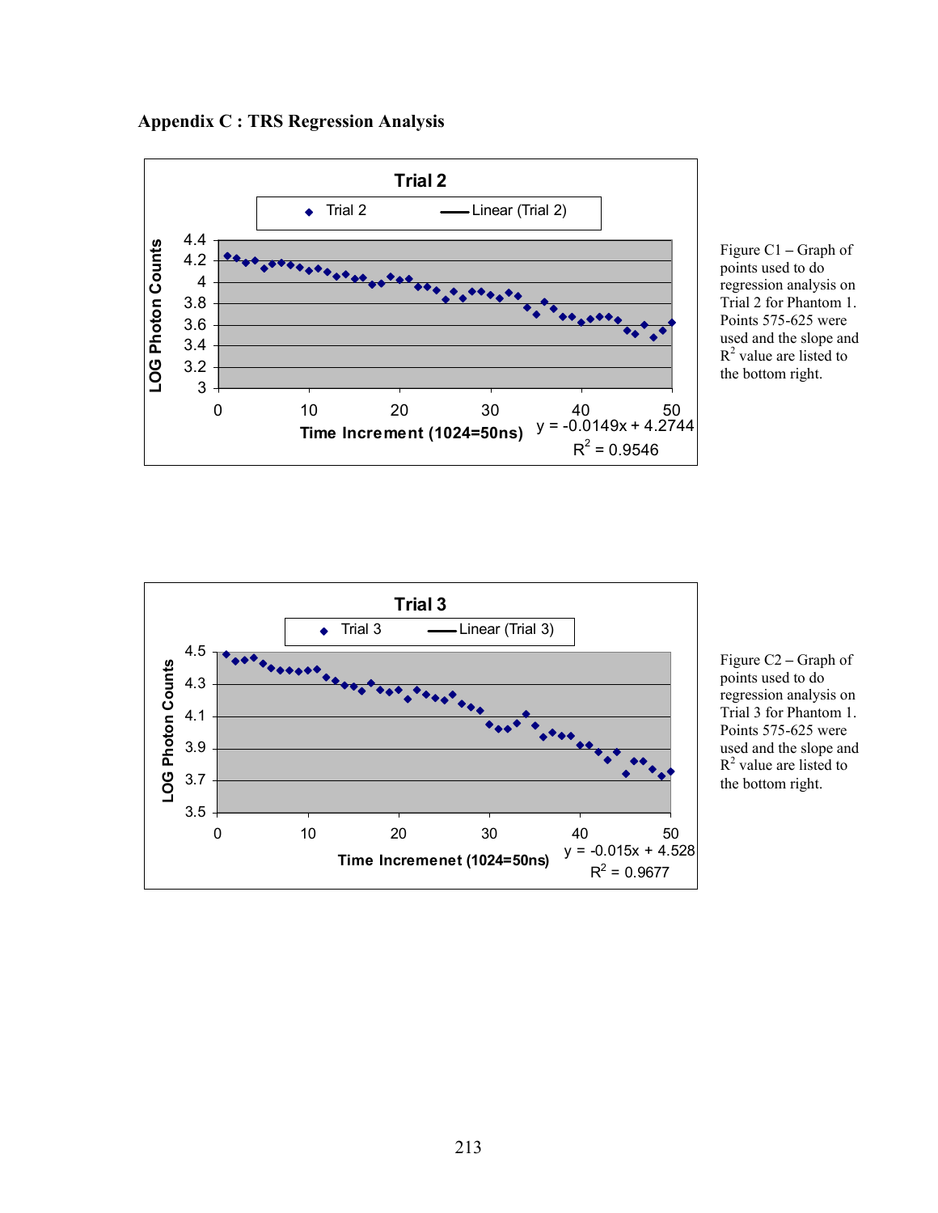## Appendix C : TRS Regression Analysis

**Trial 2**

◆ Trial 2 —— Linear (Trial 2)

LOG Photon Counts

Time Increment (1024=50ns)

$y = -0.0149x + 4.2744$

$R^2 = 0.9546$

Figure C1 – Graph of points used to do regression analysis on Trial 2 for Phantom 1. Points 575-625 were used and the slope and $R^2$ value are listed to the bottom right.

**Trial 3**

◆ Trial 3 —— Linear (Trial 3)

LOG Photon Counts

Time Incremenet (1024=50ns)

$y = -0.015x + 4.528$

$R^2 = 0.9677$

Figure C2 – Graph of points used to do regression analysis on Trial 3 for Phantom 1. Points 575-625 were used and the slope and $R^2$ value are listed to the bottom right.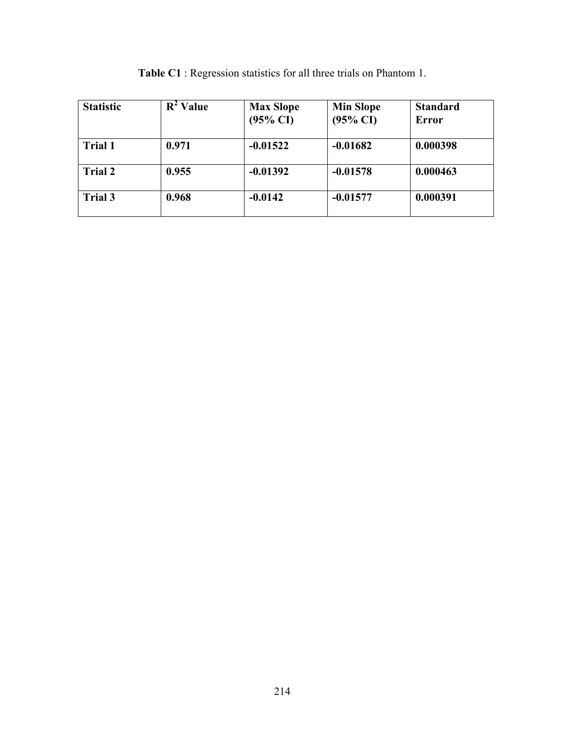**Table C1** : Regression statistics for all three trials on Phantom 1.

| **Statistic** | **$R^2$ Value** | **Max Slope (95% CI)** | **Min Slope (95% CI)** | **Standard Error** |
|---|---|---|---|---|
| **Trial 1** | **0.971** | **-0.01522** | **-0.01682** | **0.000398** |
| **Trial 2** | **0.955** | **-0.01392** | **-0.01578** | **0.000463** |
| **Trial 3** | **0.968** | **-0.0142** | **-0.01577** | **0.000391** |